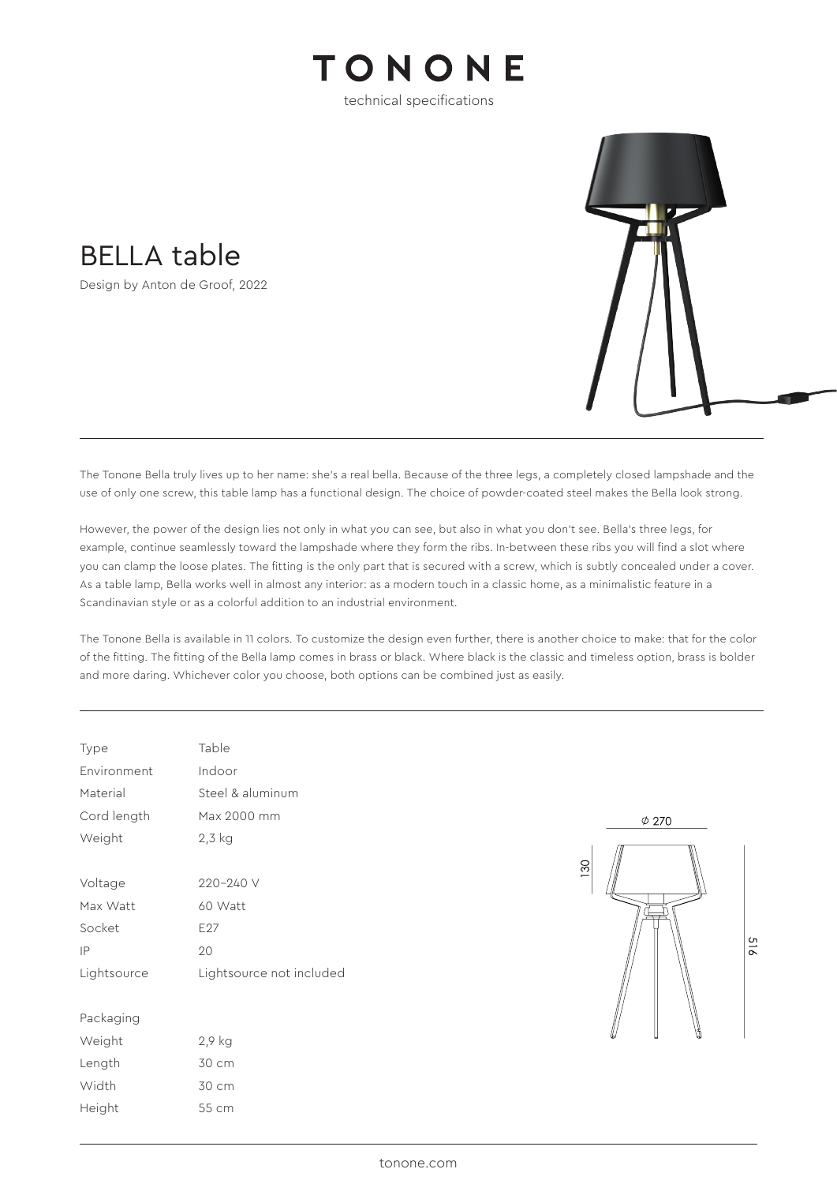# TONONE

technical specifications

## BELLA table

Design by Anton de Groof, 2022

The Tonone Bella truly lives up to her name: she's a real bella. Because of the three legs, a completely closed lampshade and the use of only one screw, this table lamp has a functional design. The choice of powder-coated steel makes the Bella look strong.

However, the power of the design lies not only in what you can see, but also in what you don't see. Bella's three legs, for example, continue seamlessly toward the lampshade where they form the ribs. In-between these ribs you will find a slot where you can clamp the loose plates. The fitting is the only part that is secured with a screw, which is subtly concealed under a cover. As a table lamp, Bella works well in almost any interior: as a modern touch in a classic home, as a minimalistic feature in a Scandinavian style or as a colorful addition to an industrial environment.

The Tonone Bella is available in 11 colors. To customize the design even further, there is another choice to make: that for the color of the fitting. The fitting of the Bella lamp comes in brass or black. Where black is the classic and timeless option, brass is bolder and more daring. Whichever color you choose, both options can be combined just as easily.

| | |
|---|---|
| Type | Table |
| Environment | Indoor |
| Material | Steel & aluminum |
| Cord length | Max 2000 mm |
| Weight | 2,3 kg |
| | |
| Voltage | 220–240 V |
| Max Watt | 60 Watt |
| Socket | E27 |
| IP | 20 |
| Lightsource | Lightsource not included |
| | |
| Packaging | |
| Weight | 2,9 kg |
| Length | 30 cm |
| Width | 30 cm |
| Height | 55 cm |

Ø 270

130

516

tonone.com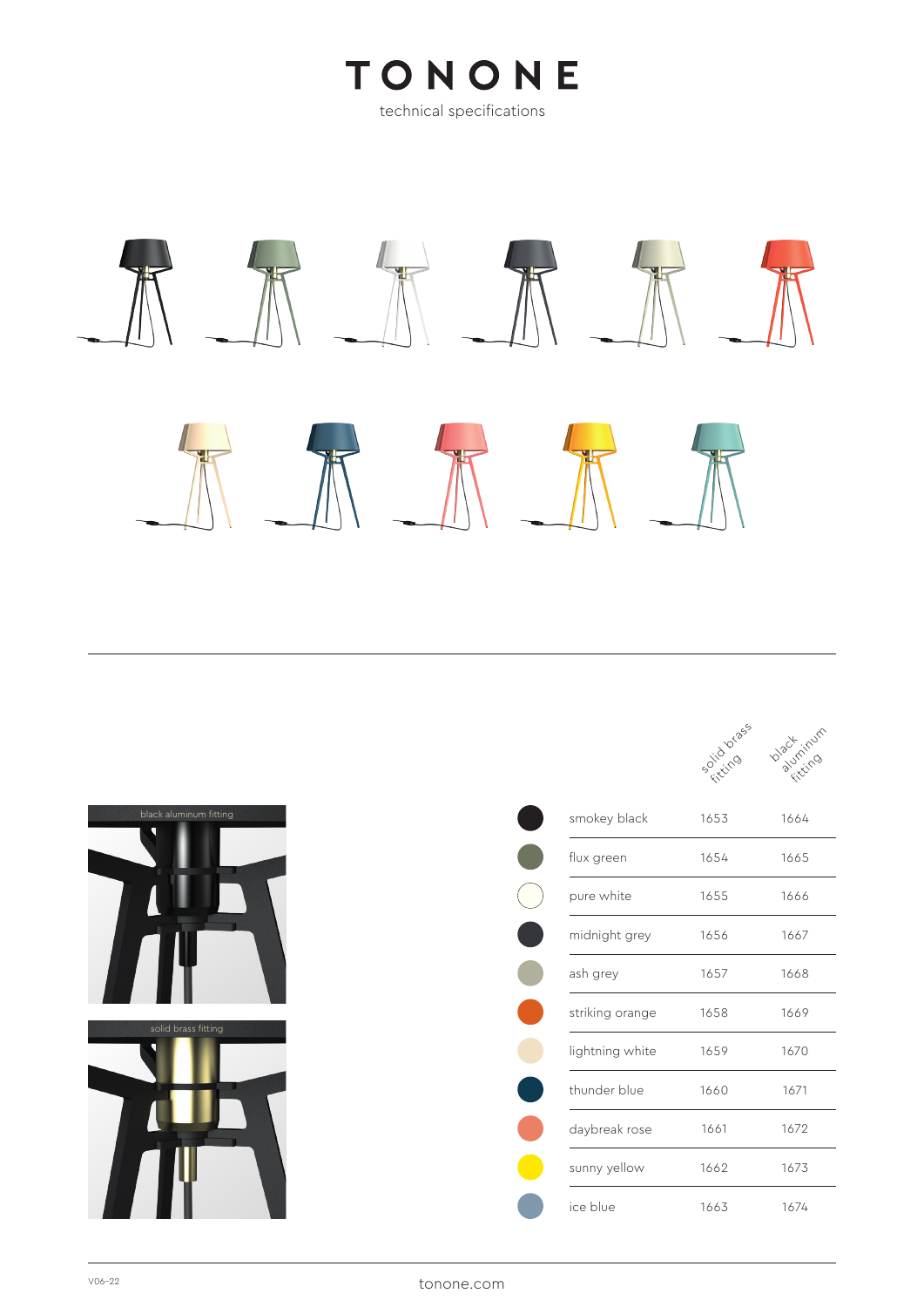# TONONE

technical specifications

black aluminum fitting

solid brass fitting

| | solid brass fitting | black aluminum fitting |
|---|---|---|
| smokey black | 1653 | 1664 |
| flux green | 1654 | 1665 |
| pure white | 1655 | 1666 |
| midnight grey | 1656 | 1667 |
| ash grey | 1657 | 1668 |
| striking orange | 1658 | 1669 |
| lightning white | 1659 | 1670 |
| thunder blue | 1660 | 1671 |
| daybreak rose | 1661 | 1672 |
| sunny yellow | 1662 | 1673 |
| ice blue | 1663 | 1674 |

V06-22

tonone.com